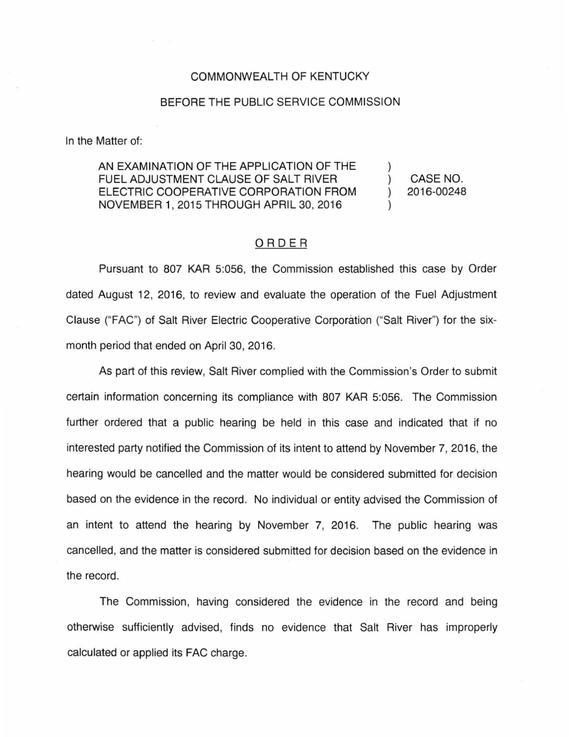COMMONWEALTH OF KENTUCKY

BEFORE THE PUBLIC SERVICE COMMISSION

In the Matter of:

| | | |
|---|---|---|
| AN EXAMINATION OF THE APPLICATION OF THE FUEL ADJUSTMENT CLAUSE OF SALT RIVER ELECTRIC COOPERATIVE CORPORATION FROM NOVEMBER 1, 2015 THROUGH APRIL 30, 2016 | ) ) ) ) | CASE NO. 2016-00248 |

## ORDER

Pursuant to 807 KAR 5:056, the Commission established this case by Order dated August 12, 2016, to review and evaluate the operation of the Fuel Adjustment Clause ("FAC") of Salt River Electric Cooperative Corporation ("Salt River") for the six-month period that ended on April 30, 2016.

As part of this review, Salt River complied with the Commission's Order to submit certain information concerning its compliance with 807 KAR 5:056. The Commission further ordered that a public hearing be held in this case and indicated that if no interested party notified the Commission of its intent to attend by November 7, 2016, the hearing would be cancelled and the matter would be considered submitted for decision based on the evidence in the record. No individual or entity advised the Commission of an intent to attend the hearing by November 7, 2016. The public hearing was cancelled, and the matter is considered submitted for decision based on the evidence in the record.

The Commission, having considered the evidence in the record and being otherwise sufficiently advised, finds no evidence that Salt River has improperly calculated or applied its FAC charge.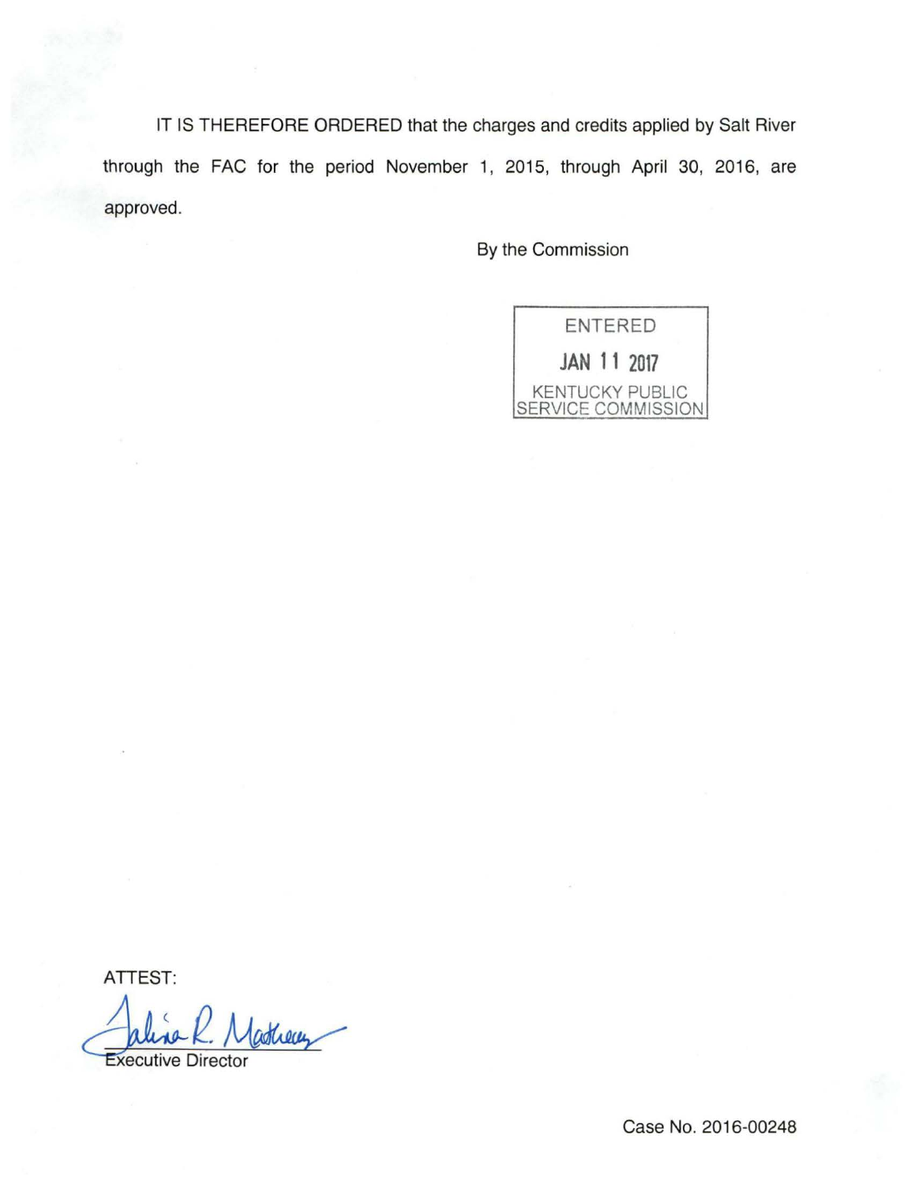IT IS THEREFORE ORDERED that the charges and credits applied by Salt River through the FAC for the period November 1, 2015, through April 30, 2016, are approved.

By the Commission

ENTERED

JAN 11 2017

KENTUCKY PUBLIC SERVICE COMMISSION

ATTEST:

Executive Director

Case No. 2016-00248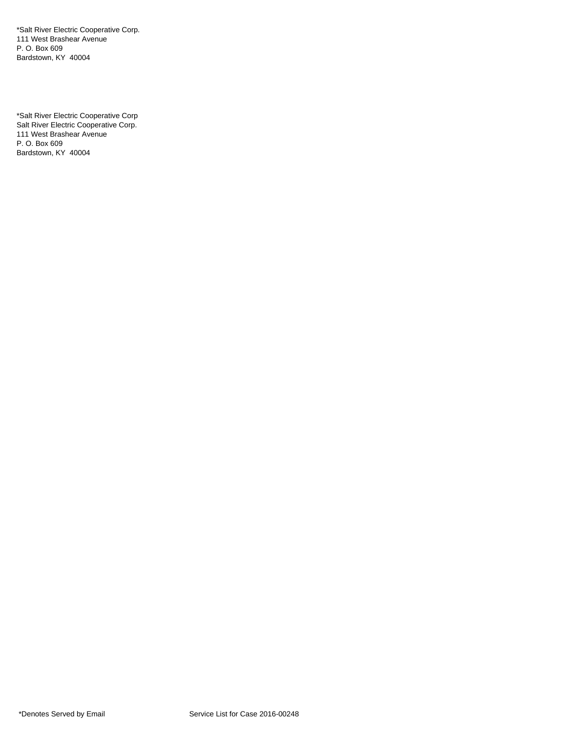*Salt River Electric Cooperative Corp.
111 West Brashear Avenue
P. O. Box 609
Bardstown, KY  40004

*Salt River Electric Cooperative Corp
Salt River Electric Cooperative Corp.
111 West Brashear Avenue
P. O. Box 609
Bardstown, KY  40004

*Denotes Served by Email

Service List for Case 2016-00248